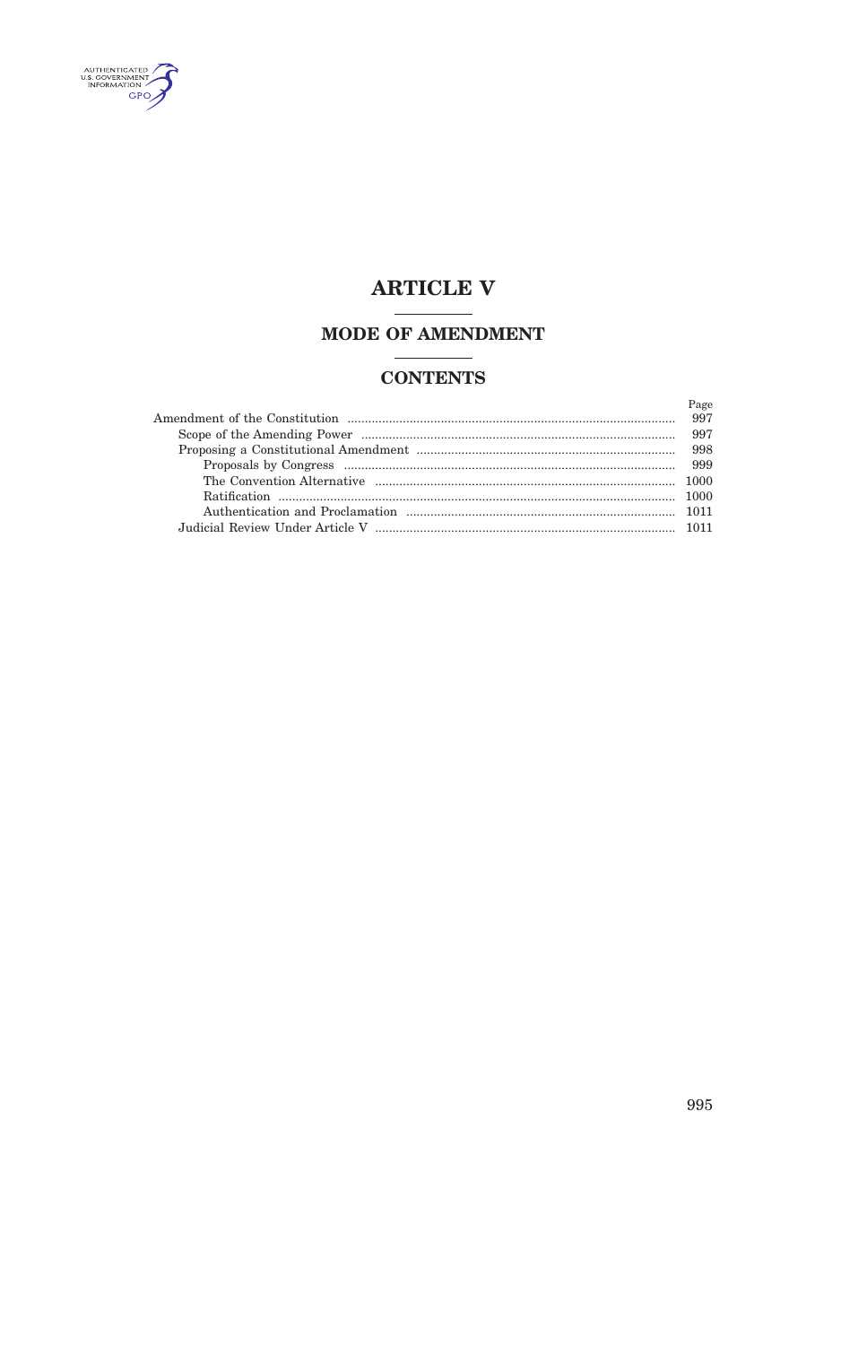# ARTICLE V

## MODE OF AMENDMENT

## CONTENTS

| | Page |
|---|---|
| Amendment of the Constitution | 997 |
| Scope of the Amending Power | 997 |
| Proposing a Constitutional Amendment | 998 |
| Proposals by Congress | 999 |
| The Convention Alternative | 1000 |
| Ratification | 1000 |
| Authentication and Proclamation | 1011 |
| Judicial Review Under Article V | 1011 |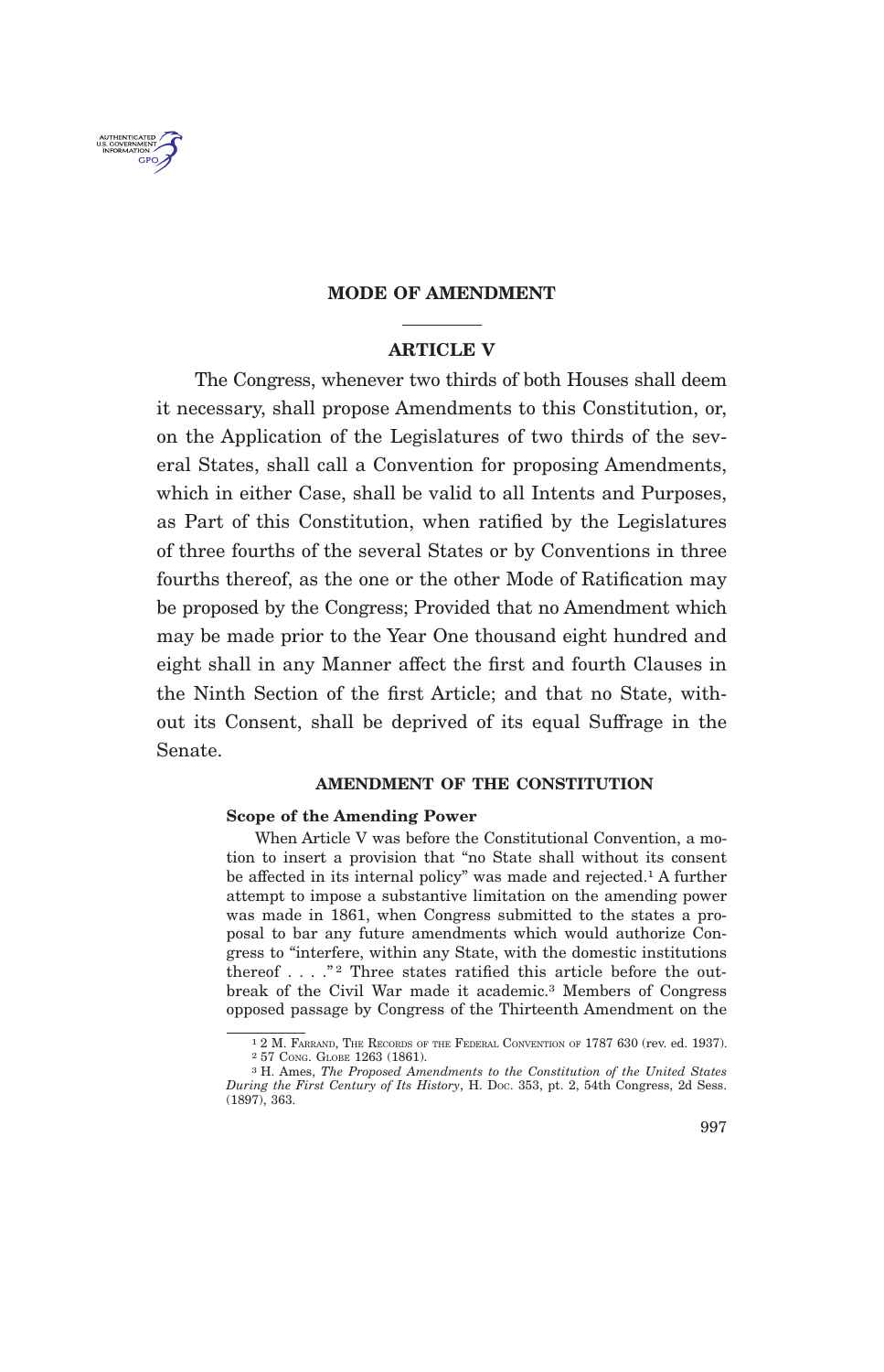# MODE OF AMENDMENT

## ARTICLE V

The Congress, whenever two thirds of both Houses shall deem it necessary, shall propose Amendments to this Constitution, or, on the Application of the Legislatures of two thirds of the several States, shall call a Convention for proposing Amendments, which in either Case, shall be valid to all Intents and Purposes, as Part of this Constitution, when ratified by the Legislatures of three fourths of the several States or by Conventions in three fourths thereof, as the one or the other Mode of Ratification may be proposed by the Congress; Provided that no Amendment which may be made prior to the Year One thousand eight hundred and eight shall in any Manner affect the first and fourth Clauses in the Ninth Section of the first Article; and that no State, without its Consent, shall be deprived of its equal Suffrage in the Senate.

### AMENDMENT OF THE CONSTITUTION

#### Scope of the Amending Power

When Article V was before the Constitutional Convention, a motion to insert a provision that "no State shall without its consent be affected in its internal policy" was made and rejected.[1] A further attempt to impose a substantive limitation on the amending power was made in 1861, when Congress submitted to the states a proposal to bar any future amendments which would authorize Congress to "interfere, within any State, with the domestic institutions thereof . . . ."[2] Three states ratified this article before the outbreak of the Civil War made it academic.[3] Members of Congress opposed passage by Congress of the Thirteenth Amendment on the

---

[1] 2 M. Farrand, The Records of the Federal Convention of 1787 630 (rev. ed. 1937).

[2] 57 Cong. Globe 1263 (1861).

[3] H. Ames, *The Proposed Amendments to the Constitution of the United States During the First Century of Its History*, H. Doc. 353, pt. 2, 54th Congress, 2d Sess. (1897), 363.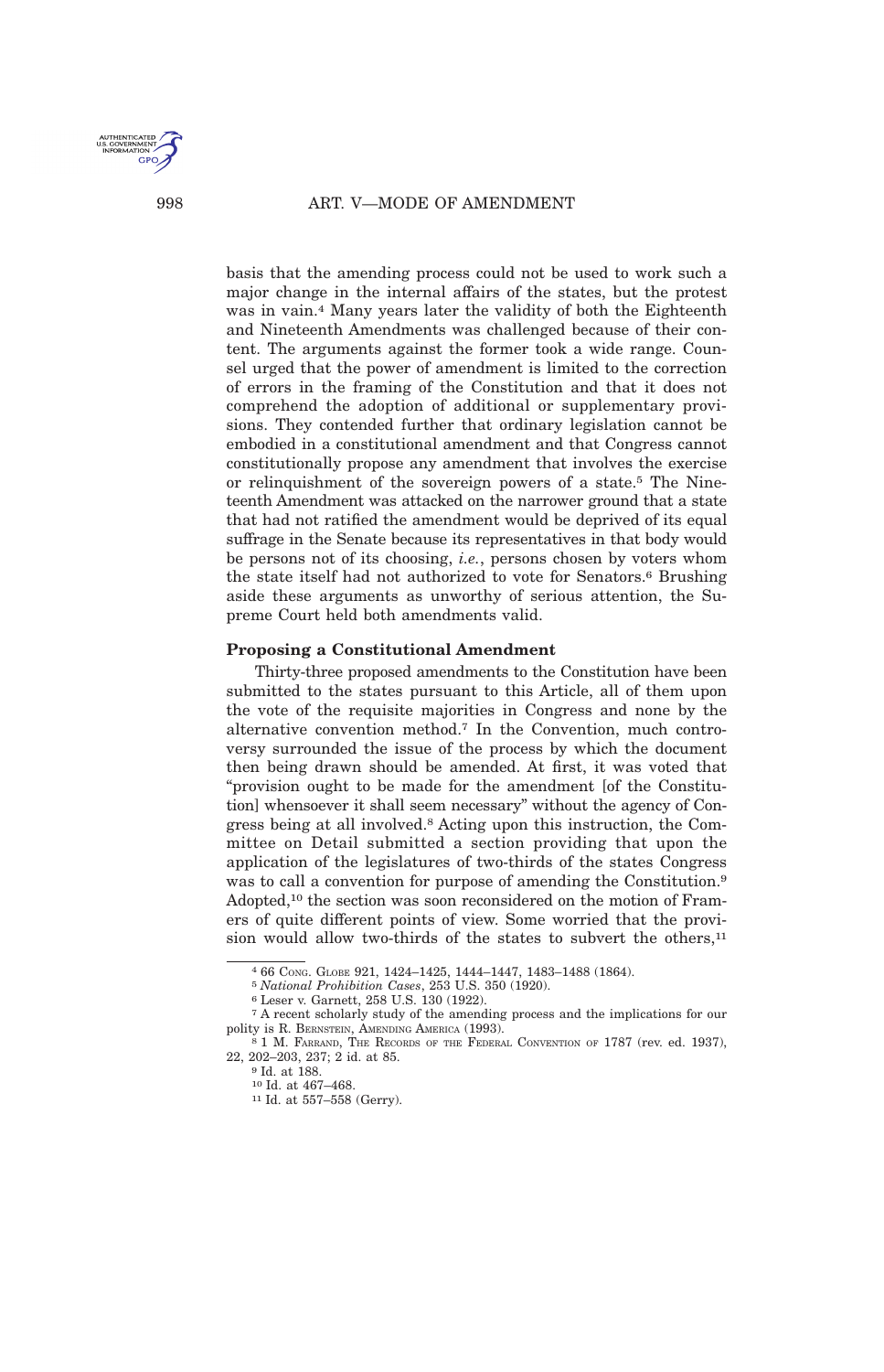basis that the amending process could not be used to work such a major change in the internal affairs of the states, but the protest was in vain.[4] Many years later the validity of both the Eighteenth and Nineteenth Amendments was challenged because of their content. The arguments against the former took a wide range. Counsel urged that the power of amendment is limited to the correction of errors in the framing of the Constitution and that it does not comprehend the adoption of additional or supplementary provisions. They contended further that ordinary legislation cannot be embodied in a constitutional amendment and that Congress cannot constitutionally propose any amendment that involves the exercise or relinquishment of the sovereign powers of a state.[5] The Nineteenth Amendment was attacked on the narrower ground that a state that had not ratified the amendment would be deprived of its equal suffrage in the Senate because its representatives in that body would be persons not of its choosing, *i.e.*, persons chosen by voters whom the state itself had not authorized to vote for Senators.[6] Brushing aside these arguments as unworthy of serious attention, the Supreme Court held both amendments valid.

### Proposing a Constitutional Amendment

Thirty-three proposed amendments to the Constitution have been submitted to the states pursuant to this Article, all of them upon the vote of the requisite majorities in Congress and none by the alternative convention method.[7] In the Convention, much controversy surrounded the issue of the process by which the document then being drawn should be amended. At first, it was voted that "provision ought to be made for the amendment [of the Constitution] whensoever it shall seem necessary" without the agency of Congress being at all involved.[8] Acting upon this instruction, the Committee on Detail submitted a section providing that upon the application of the legislatures of two-thirds of the states Congress was to call a convention for purpose of amending the Constitution.[9] Adopted,[10] the section was soon reconsidered on the motion of Framers of quite different points of view. Some worried that the provision would allow two-thirds of the states to subvert the others,[11]

---

[4] 66 CONG. GLOBE 921, 1424–1425, 1444–1447, 1483–1488 (1864).

[5] *National Prohibition Cases*, 253 U.S. 350 (1920).

[6] Leser v. Garnett, 258 U.S. 130 (1922).

[7] A recent scholarly study of the amending process and the implications for our polity is R. BERNSTEIN, AMENDING AMERICA (1993).

[8] 1 M. FARRAND, THE RECORDS OF THE FEDERAL CONVENTION OF 1787 (rev. ed. 1937), 22, 202–203, 237; 2 id. at 85.

[9] Id. at 188.

[10] Id. at 467–468.

[11] Id. at 557–558 (Gerry).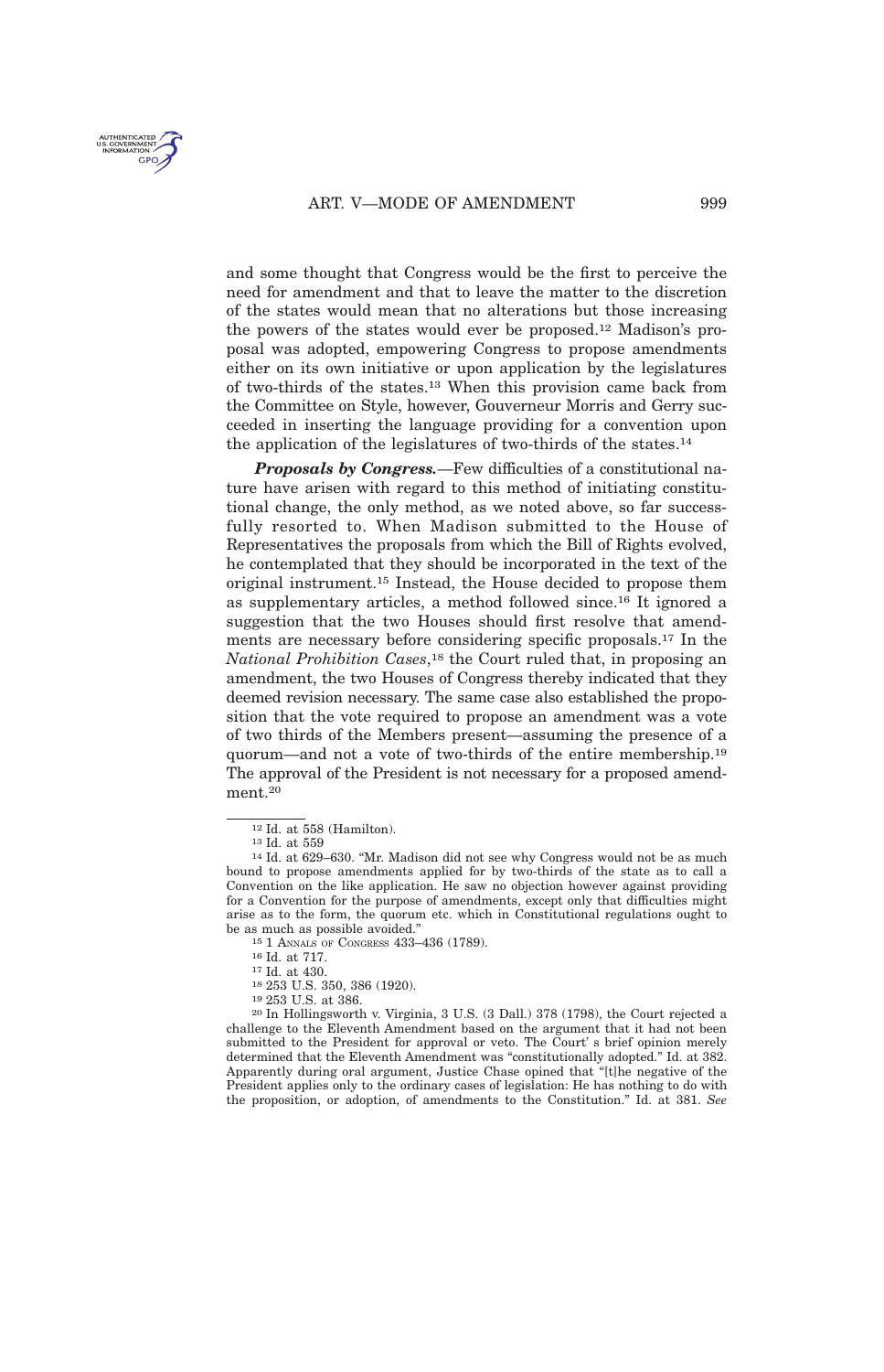and some thought that Congress would be the first to perceive the need for amendment and that to leave the matter to the discretion of the states would mean that no alterations but those increasing the powers of the states would ever be proposed.[12] Madison's proposal was adopted, empowering Congress to propose amendments either on its own initiative or upon application by the legislatures of two-thirds of the states.[13] When this provision came back from the Committee on Style, however, Gouverneur Morris and Gerry succeeded in inserting the language providing for a convention upon the application of the legislatures of two-thirds of the states.[14]

***Proposals by Congress.***—Few difficulties of a constitutional nature have arisen with regard to this method of initiating constitutional change, the only method, as we noted above, so far successfully resorted to. When Madison submitted to the House of Representatives the proposals from which the Bill of Rights evolved, he contemplated that they should be incorporated in the text of the original instrument.[15] Instead, the House decided to propose them as supplementary articles, a method followed since.[16] It ignored a suggestion that the two Houses should first resolve that amendments are necessary before considering specific proposals.[17] In the *National Prohibition Cases*,[18] the Court ruled that, in proposing an amendment, the two Houses of Congress thereby indicated that they deemed revision necessary. The same case also established the proposition that the vote required to propose an amendment was a vote of two thirds of the Members present—assuming the presence of a quorum—and not a vote of two-thirds of the entire membership.[19] The approval of the President is not necessary for a proposed amendment.[20]

---

[12] Id. at 558 (Hamilton).

[13] Id. at 559

[14] Id. at 629–630. "Mr. Madison did not see why Congress would not be as much bound to propose amendments applied for by two-thirds of the state as to call a Convention on the like application. He saw no objection however against providing for a Convention for the purpose of amendments, except only that difficulties might arise as to the form, the quorum etc. which in Constitutional regulations ought to be as much as possible avoided."

[15] 1 Annals of Congress 433–436 (1789).

[16] Id. at 717.

[17] Id. at 430.

[18] 253 U.S. 350, 386 (1920).

[19] 253 U.S. at 386.

[20] In Hollingsworth v. Virginia, 3 U.S. (3 Dall.) 378 (1798), the Court rejected a challenge to the Eleventh Amendment based on the argument that it had not been submitted to the President for approval or veto. The Court' s brief opinion merely determined that the Eleventh Amendment was "constitutionally adopted." Id. at 382. Apparently during oral argument, Justice Chase opined that "[t]he negative of the President applies only to the ordinary cases of legislation: He has nothing to do with the proposition, or adoption, of amendments to the Constitution." Id. at 381. *See*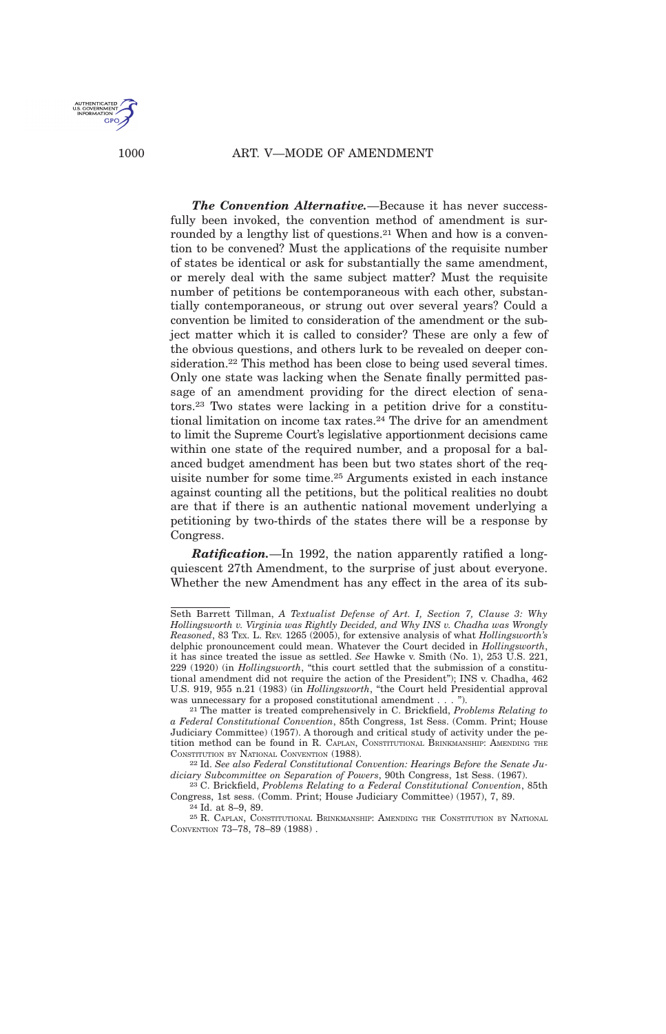***The Convention Alternative.***—Because it has never successfully been invoked, the convention method of amendment is surrounded by a lengthy list of questions.[21] When and how is a convention to be convened? Must the applications of the requisite number of states be identical or ask for substantially the same amendment, or merely deal with the same subject matter? Must the requisite number of petitions be contemporaneous with each other, substantially contemporaneous, or strung out over several years? Could a convention be limited to consideration of the amendment or the subject matter which it is called to consider? These are only a few of the obvious questions, and others lurk to be revealed on deeper consideration.[22] This method has been close to being used several times. Only one state was lacking when the Senate finally permitted passage of an amendment providing for the direct election of senators.[23] Two states were lacking in a petition drive for a constitutional limitation on income tax rates.[24] The drive for an amendment to limit the Supreme Court's legislative apportionment decisions came within one state of the required number, and a proposal for a balanced budget amendment has been but two states short of the requisite number for some time.[25] Arguments existed in each instance against counting all the petitions, but the political realities no doubt are that if there is an authentic national movement underlying a petitioning by two-thirds of the states there will be a response by Congress.

***Ratification.***—In 1992, the nation apparently ratified a long-quiescent 27th Amendment, to the surprise of just about everyone. Whether the new Amendment has any effect in the area of its sub-

---

Seth Barrett Tillman, *A Textualist Defense of Art. I, Section 7, Clause 3: Why Hollingsworth v. Virginia was Rightly Decided, and Why INS v. Chadha was Wrongly Reasoned*, 83 Tex. L. Rev. 1265 (2005), for extensive analysis of what *Hollingsworth's* delphic pronouncement could mean. Whatever the Court decided in *Hollingsworth*, it has since treated the issue as settled. *See* Hawke v. Smith (No. 1), 253 U.S. 221, 229 (1920) (in *Hollingsworth*, "this court settled that the submission of a constitutional amendment did not require the action of the President"); INS v. Chadha, 462 U.S. 919, 955 n.21 (1983) (in *Hollingsworth*, "the Court held Presidential approval was unnecessary for a proposed constitutional amendment . . . ").

[21] The matter is treated comprehensively in C. Brickfield, *Problems Relating to a Federal Constitutional Convention*, 85th Congress, 1st Sess. (Comm. Print; House Judiciary Committee) (1957). A thorough and critical study of activity under the petition method can be found in R. Caplan, Constitutional Brinkmanship: Amending the Constitution by National Convention (1988).

[22] Id. *See also Federal Constitutional Convention: Hearings Before the Senate Judiciary Subcommittee on Separation of Powers*, 90th Congress, 1st Sess. (1967).

[23] C. Brickfield, *Problems Relating to a Federal Constitutional Convention*, 85th Congress, 1st sess. (Comm. Print; House Judiciary Committee) (1957), 7, 89.

[24] Id. at 8–9, 89.

[25] R. Caplan, Constitutional Brinkmanship: Amending the Constitution by National Convention 73–78, 78–89 (1988) .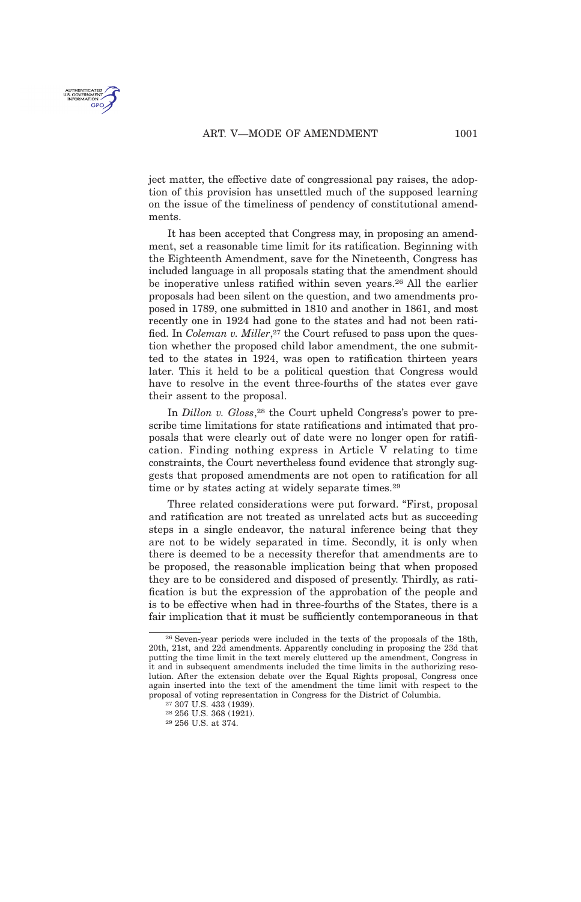ject matter, the effective date of congressional pay raises, the adoption of this provision has unsettled much of the supposed learning on the issue of the timeliness of pendency of constitutional amendments.

It has been accepted that Congress may, in proposing an amendment, set a reasonable time limit for its ratification. Beginning with the Eighteenth Amendment, save for the Nineteenth, Congress has included language in all proposals stating that the amendment should be inoperative unless ratified within seven years.[26] All the earlier proposals had been silent on the question, and two amendments proposed in 1789, one submitted in 1810 and another in 1861, and most recently one in 1924 had gone to the states and had not been ratified. In *Coleman v. Miller*,[27] the Court refused to pass upon the question whether the proposed child labor amendment, the one submitted to the states in 1924, was open to ratification thirteen years later. This it held to be a political question that Congress would have to resolve in the event three-fourths of the states ever gave their assent to the proposal.

In *Dillon v. Gloss*,[28] the Court upheld Congress's power to prescribe time limitations for state ratifications and intimated that proposals that were clearly out of date were no longer open for ratification. Finding nothing express in Article V relating to time constraints, the Court nevertheless found evidence that strongly suggests that proposed amendments are not open to ratification for all time or by states acting at widely separate times.[29]

Three related considerations were put forward. "First, proposal and ratification are not treated as unrelated acts but as succeeding steps in a single endeavor, the natural inference being that they are not to be widely separated in time. Secondly, it is only when there is deemed to be a necessity therefor that amendments are to be proposed, the reasonable implication being that when proposed they are to be considered and disposed of presently. Thirdly, as ratification is but the expression of the approbation of the people and is to be effective when had in three-fourths of the States, there is a fair implication that it must be sufficiently contemporaneous in that

---

[26] Seven-year periods were included in the texts of the proposals of the 18th, 20th, 21st, and 22d amendments. Apparently concluding in proposing the 23d that putting the time limit in the text merely cluttered up the amendment, Congress in it and in subsequent amendments included the time limits in the authorizing resolution. After the extension debate over the Equal Rights proposal, Congress once again inserted into the text of the amendment the time limit with respect to the proposal of voting representation in Congress for the District of Columbia.

[27] 307 U.S. 433 (1939).

[28] 256 U.S. 368 (1921).

[29] 256 U.S. at 374.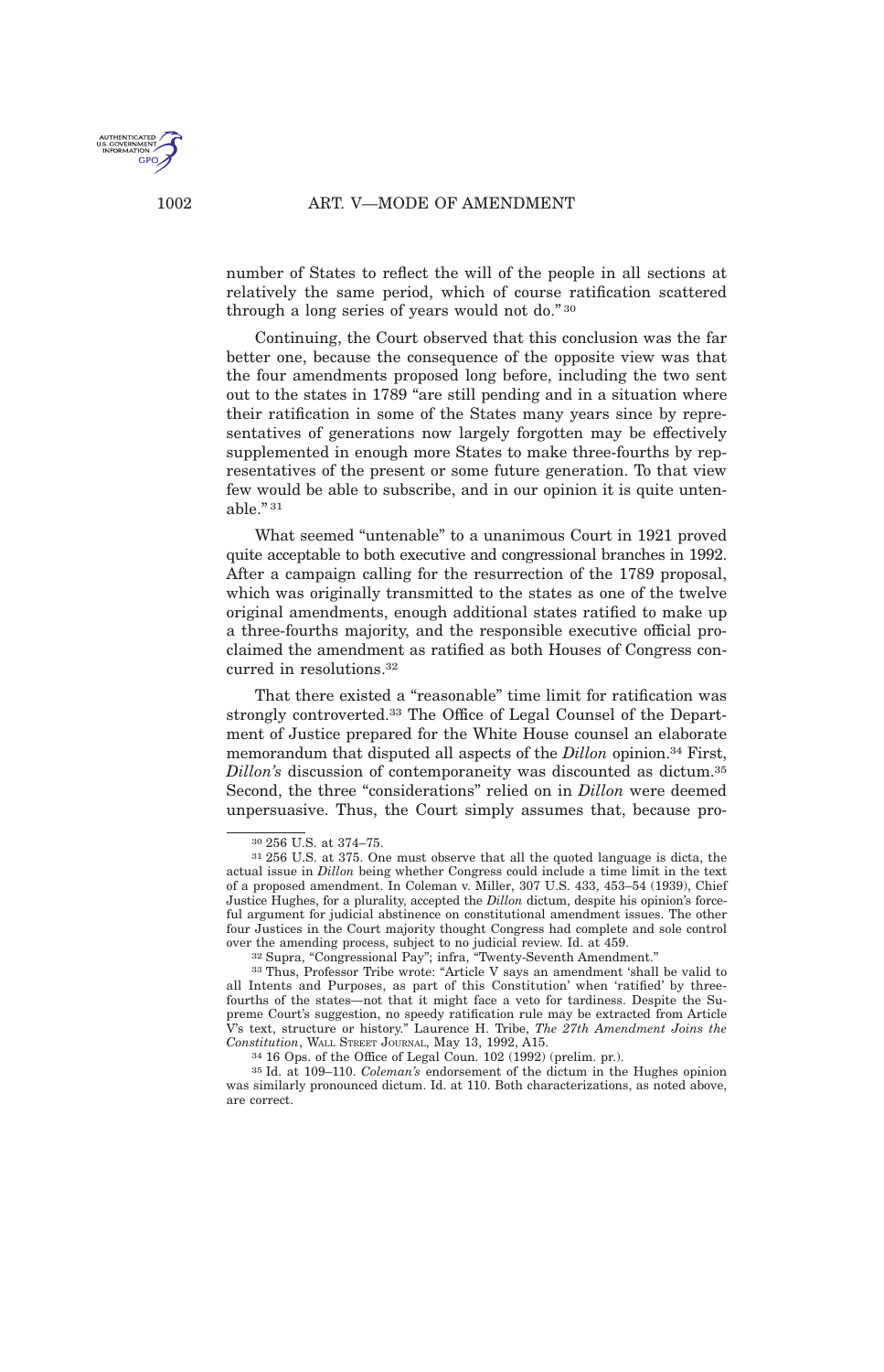number of States to reflect the will of the people in all sections at relatively the same period, which of course ratification scattered through a long series of years would not do."[30]

Continuing, the Court observed that this conclusion was the far better one, because the consequence of the opposite view was that the four amendments proposed long before, including the two sent out to the states in 1789 "are still pending and in a situation where their ratification in some of the States many years since by representatives of generations now largely forgotten may be effectively supplemented in enough more States to make three-fourths by representatives of the present or some future generation. To that view few would be able to subscribe, and in our opinion it is quite untenable."[31]

What seemed "untenable" to a unanimous Court in 1921 proved quite acceptable to both executive and congressional branches in 1992. After a campaign calling for the resurrection of the 1789 proposal, which was originally transmitted to the states as one of the twelve original amendments, enough additional states ratified to make up a three-fourths majority, and the responsible executive official proclaimed the amendment as ratified as both Houses of Congress concurred in resolutions.[32]

That there existed a "reasonable" time limit for ratification was strongly controverted.[33] The Office of Legal Counsel of the Department of Justice prepared for the White House counsel an elaborate memorandum that disputed all aspects of the *Dillon* opinion.[34] First, *Dillon's* discussion of contemporaneity was discounted as dictum.[35] Second, the three "considerations" relied on in *Dillon* were deemed unpersuasive. Thus, the Court simply assumes that, because pro-

---

[30] 256 U.S. at 374–75.

[31] 256 U.S. at 375. One must observe that all the quoted language is dicta, the actual issue in *Dillon* being whether Congress could include a time limit in the text of a proposed amendment. In Coleman v. Miller, 307 U.S. 433, 453–54 (1939), Chief Justice Hughes, for a plurality, accepted the *Dillon* dictum, despite his opinion's forceful argument for judicial abstinence on constitutional amendment issues. The other four Justices in the Court majority thought Congress had complete and sole control over the amending process, subject to no judicial review. Id. at 459.

[32] Supra, "Congressional Pay"; infra, "Twenty-Seventh Amendment."

[33] Thus, Professor Tribe wrote: "Article V says an amendment 'shall be valid to all Intents and Purposes, as part of this Constitution' when 'ratified' by three-fourths of the states—not that it might face a veto for tardiness. Despite the Supreme Court's suggestion, no speedy ratification rule may be extracted from Article V's text, structure or history." Laurence H. Tribe, *The 27th Amendment Joins the Constitution*, WALL STREET JOURNAL, May 13, 1992, A15.

[34] 16 Ops. of the Office of Legal Coun. 102 (1992) (prelim. pr.).

[35] Id. at 109–110. *Coleman's* endorsement of the dictum in the Hughes opinion was similarly pronounced dictum. Id. at 110. Both characterizations, as noted above, are correct.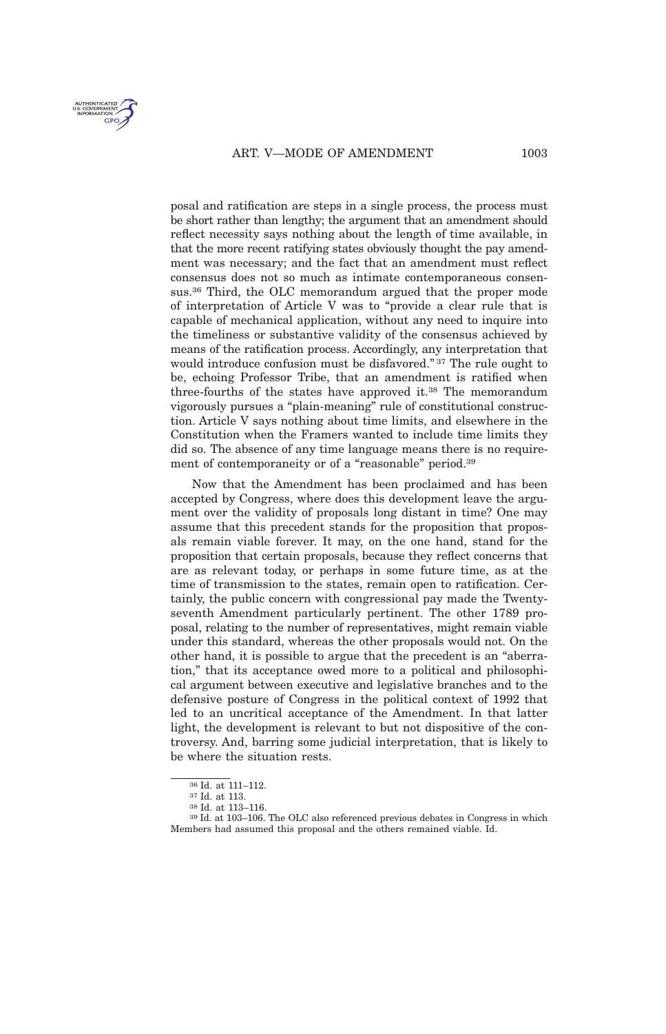posal and ratification are steps in a single process, the process must be short rather than lengthy; the argument that an amendment should reflect necessity says nothing about the length of time available, in that the more recent ratifying states obviously thought the pay amendment was necessary; and the fact that an amendment must reflect consensus does not so much as intimate contemporaneous consensus.[36] Third, the OLC memorandum argued that the proper mode of interpretation of Article V was to "provide a clear rule that is capable of mechanical application, without any need to inquire into the timeliness or substantive validity of the consensus achieved by means of the ratification process. Accordingly, any interpretation that would introduce confusion must be disfavored."[37] The rule ought to be, echoing Professor Tribe, that an amendment is ratified when three-fourths of the states have approved it.[38] The memorandum vigorously pursues a "plain-meaning" rule of constitutional construction. Article V says nothing about time limits, and elsewhere in the Constitution when the Framers wanted to include time limits they did so. The absence of any time language means there is no requirement of contemporaneity or of a "reasonable" period.[39]

Now that the Amendment has been proclaimed and has been accepted by Congress, where does this development leave the argument over the validity of proposals long distant in time? One may assume that this precedent stands for the proposition that proposals remain viable forever. It may, on the one hand, stand for the proposition that certain proposals, because they reflect concerns that are as relevant today, or perhaps in some future time, as at the time of transmission to the states, remain open to ratification. Certainly, the public concern with congressional pay made the Twenty-seventh Amendment particularly pertinent. The other 1789 proposal, relating to the number of representatives, might remain viable under this standard, whereas the other proposals would not. On the other hand, it is possible to argue that the precedent is an "aberration," that its acceptance owed more to a political and philosophical argument between executive and legislative branches and to the defensive posture of Congress in the political context of 1992 that led to an uncritical acceptance of the Amendment. In that latter light, the development is relevant to but not dispositive of the controversy. And, barring some judicial interpretation, that is likely to be where the situation rests.

---

[36] Id. at 111–112.

[37] Id. at 113.

[38] Id. at 113–116.

[39] Id. at 103–106. The OLC also referenced previous debates in Congress in which Members had assumed this proposal and the others remained viable. Id.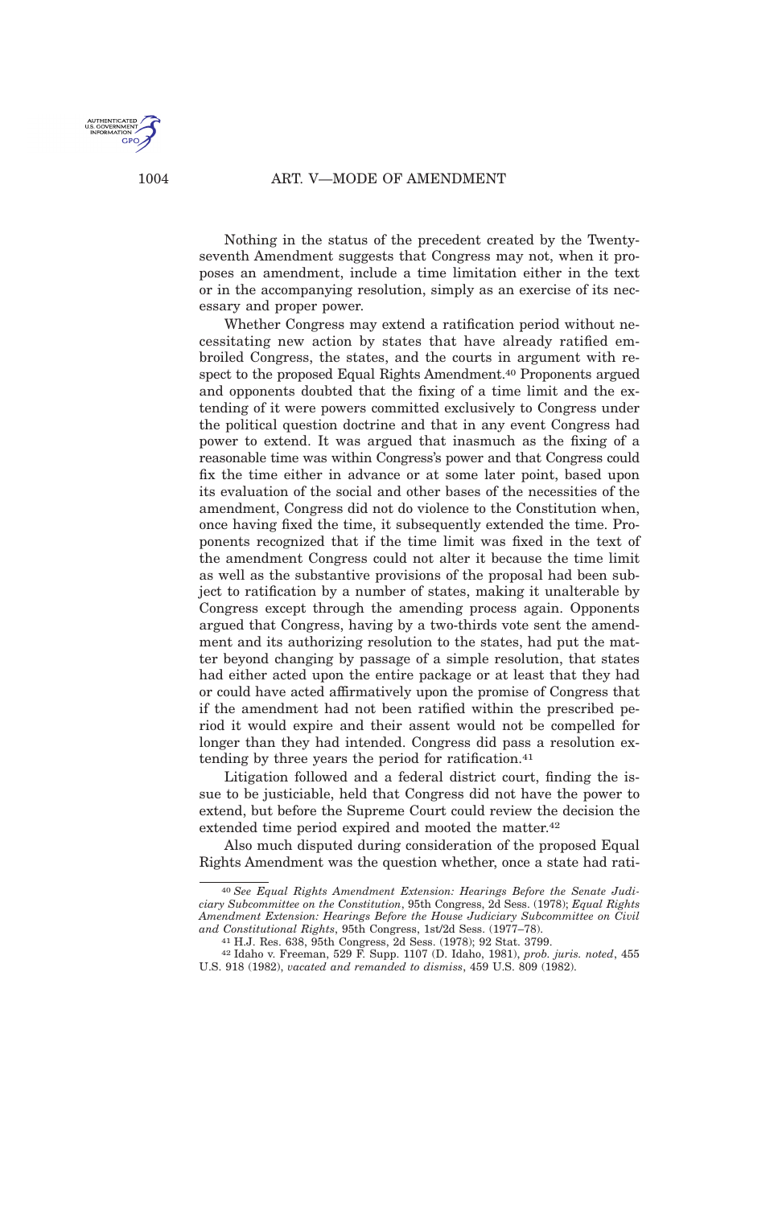Nothing in the status of the precedent created by the Twenty-seventh Amendment suggests that Congress may not, when it proposes an amendment, include a time limitation either in the text or in the accompanying resolution, simply as an exercise of its necessary and proper power.

Whether Congress may extend a ratification period without necessitating new action by states that have already ratified embroiled Congress, the states, and the courts in argument with respect to the proposed Equal Rights Amendment.[40] Proponents argued and opponents doubted that the fixing of a time limit and the extending of it were powers committed exclusively to Congress under the political question doctrine and that in any event Congress had power to extend. It was argued that inasmuch as the fixing of a reasonable time was within Congress's power and that Congress could fix the time either in advance or at some later point, based upon its evaluation of the social and other bases of the necessities of the amendment, Congress did not do violence to the Constitution when, once having fixed the time, it subsequently extended the time. Proponents recognized that if the time limit was fixed in the text of the amendment Congress could not alter it because the time limit as well as the substantive provisions of the proposal had been subject to ratification by a number of states, making it unalterable by Congress except through the amending process again. Opponents argued that Congress, having by a two-thirds vote sent the amendment and its authorizing resolution to the states, had put the matter beyond changing by passage of a simple resolution, that states had either acted upon the entire package or at least that they had or could have acted affirmatively upon the promise of Congress that if the amendment had not been ratified within the prescribed period it would expire and their assent would not be compelled for longer than they had intended. Congress did pass a resolution extending by three years the period for ratification.[41]

Litigation followed and a federal district court, finding the issue to be justiciable, held that Congress did not have the power to extend, but before the Supreme Court could review the decision the extended time period expired and mooted the matter.[42]

Also much disputed during consideration of the proposed Equal Rights Amendment was the question whether, once a state had rati-

---

[40] *See Equal Rights Amendment Extension: Hearings Before the Senate Judiciary Subcommittee on the Constitution*, 95th Congress, 2d Sess. (1978); *Equal Rights Amendment Extension: Hearings Before the House Judiciary Subcommittee on Civil and Constitutional Rights*, 95th Congress, 1st/2d Sess. (1977–78).

[41] H.J. Res. 638, 95th Congress, 2d Sess. (1978); 92 Stat. 3799.

[42] Idaho v. Freeman, 529 F. Supp. 1107 (D. Idaho, 1981), *prob. juris. noted*, 455 U.S. 918 (1982), *vacated and remanded to dismiss*, 459 U.S. 809 (1982).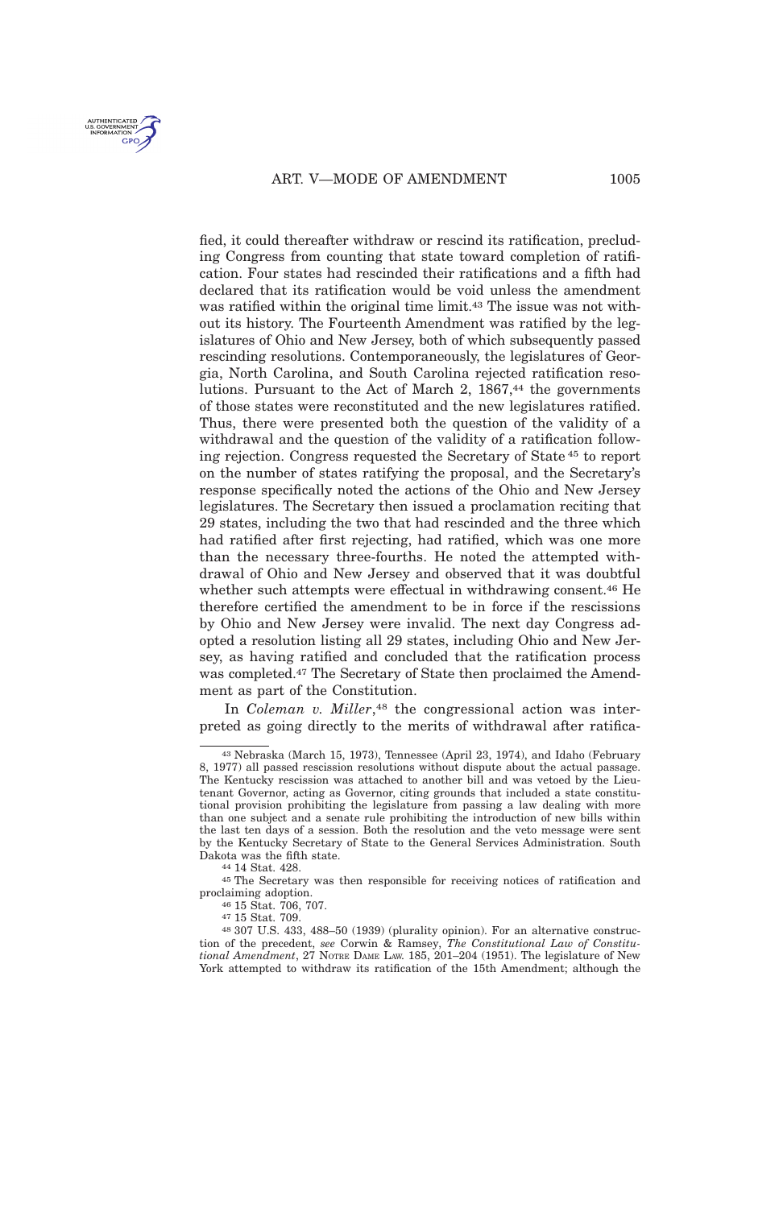fied, it could thereafter withdraw or rescind its ratification, precluding Congress from counting that state toward completion of ratification. Four states had rescinded their ratifications and a fifth had declared that its ratification would be void unless the amendment was ratified within the original time limit.[43] The issue was not without its history. The Fourteenth Amendment was ratified by the legislatures of Ohio and New Jersey, both of which subsequently passed rescinding resolutions. Contemporaneously, the legislatures of Georgia, North Carolina, and South Carolina rejected ratification resolutions. Pursuant to the Act of March 2, 1867,[44] the governments of those states were reconstituted and the new legislatures ratified. Thus, there were presented both the question of the validity of a withdrawal and the question of the validity of a ratification following rejection. Congress requested the Secretary of State[45] to report on the number of states ratifying the proposal, and the Secretary's response specifically noted the actions of the Ohio and New Jersey legislatures. The Secretary then issued a proclamation reciting that 29 states, including the two that had rescinded and the three which had ratified after first rejecting, had ratified, which was one more than the necessary three-fourths. He noted the attempted withdrawal of Ohio and New Jersey and observed that it was doubtful whether such attempts were effectual in withdrawing consent.[46] He therefore certified the amendment to be in force if the rescissions by Ohio and New Jersey were invalid. The next day Congress adopted a resolution listing all 29 states, including Ohio and New Jersey, as having ratified and concluded that the ratification process was completed.[47] The Secretary of State then proclaimed the Amendment as part of the Constitution.

In *Coleman v. Miller*,[48] the congressional action was interpreted as going directly to the merits of withdrawal after ratifica-

---

[43] Nebraska (March 15, 1973), Tennessee (April 23, 1974), and Idaho (February 8, 1977) all passed rescission resolutions without dispute about the actual passage. The Kentucky rescission was attached to another bill and was vetoed by the Lieutenant Governor, acting as Governor, citing grounds that included a state constitutional provision prohibiting the legislature from passing a law dealing with more than one subject and a senate rule prohibiting the introduction of new bills within the last ten days of a session. Both the resolution and the veto message were sent by the Kentucky Secretary of State to the General Services Administration. South Dakota was the fifth state.

[44] 14 Stat. 428.

[45] The Secretary was then responsible for receiving notices of ratification and proclaiming adoption.

[46] 15 Stat. 706, 707.

[47] 15 Stat. 709.

[48] 307 U.S. 433, 488–50 (1939) (plurality opinion). For an alternative construction of the precedent, *see* Corwin & Ramsey, *The Constitutional Law of Constitutional Amendment*, 27 NOTRE DAME LAW. 185, 201–204 (1951). The legislature of New York attempted to withdraw its ratification of the 15th Amendment; although the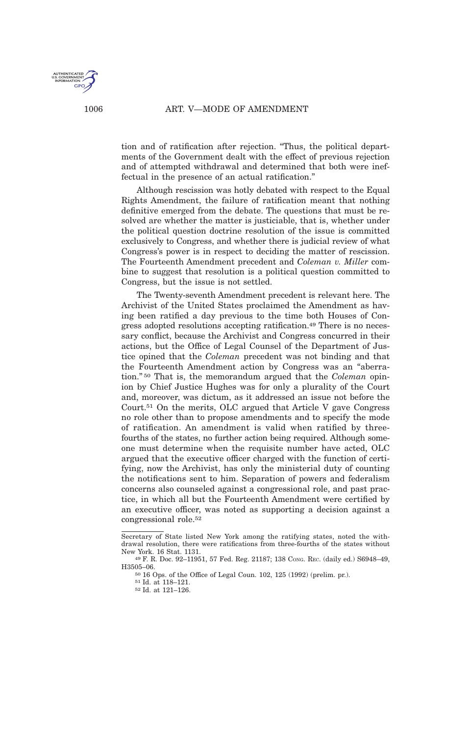tion and of ratification after rejection. "Thus, the political departments of the Government dealt with the effect of previous rejection and of attempted withdrawal and determined that both were ineffectual in the presence of an actual ratification."

Although rescission was hotly debated with respect to the Equal Rights Amendment, the failure of ratification meant that nothing definitive emerged from the debate. The questions that must be resolved are whether the matter is justiciable, that is, whether under the political question doctrine resolution of the issue is committed exclusively to Congress, and whether there is judicial review of what Congress's power is in respect to deciding the matter of rescission. The Fourteenth Amendment precedent and *Coleman v. Miller* combine to suggest that resolution is a political question committed to Congress, but the issue is not settled.

The Twenty-seventh Amendment precedent is relevant here. The Archivist of the United States proclaimed the Amendment as having been ratified a day previous to the time both Houses of Congress adopted resolutions accepting ratification.[49] There is no necessary conflict, because the Archivist and Congress concurred in their actions, but the Office of Legal Counsel of the Department of Justice opined that the *Coleman* precedent was not binding and that the Fourteenth Amendment action by Congress was an "aberration."[50] That is, the memorandum argued that the *Coleman* opinion by Chief Justice Hughes was for only a plurality of the Court and, moreover, was dictum, as it addressed an issue not before the Court.[51] On the merits, OLC argued that Article V gave Congress no role other than to propose amendments and to specify the mode of ratification. An amendment is valid when ratified by three-fourths of the states, no further action being required. Although someone must determine when the requisite number have acted, OLC argued that the executive officer charged with the function of certifying, now the Archivist, has only the ministerial duty of counting the notifications sent to him. Separation of powers and federalism concerns also counseled against a congressional role, and past practice, in which all but the Fourteenth Amendment were certified by an executive officer, was noted as supporting a decision against a congressional role.[52]

---

Secretary of State listed New York among the ratifying states, noted the withdrawal resolution, there were ratifications from three-fourths of the states without New York. 16 Stat. 1131.

[49] F. R. Doc. 92–11951, 57 Fed. Reg. 21187; 138 Cong. Rec. (daily ed.) S6948–49, H3505–06.

[50] 16 Ops. of the Office of Legal Coun. 102, 125 (1992) (prelim. pr.).

[51] Id. at 118–121.

[52] Id. at 121–126.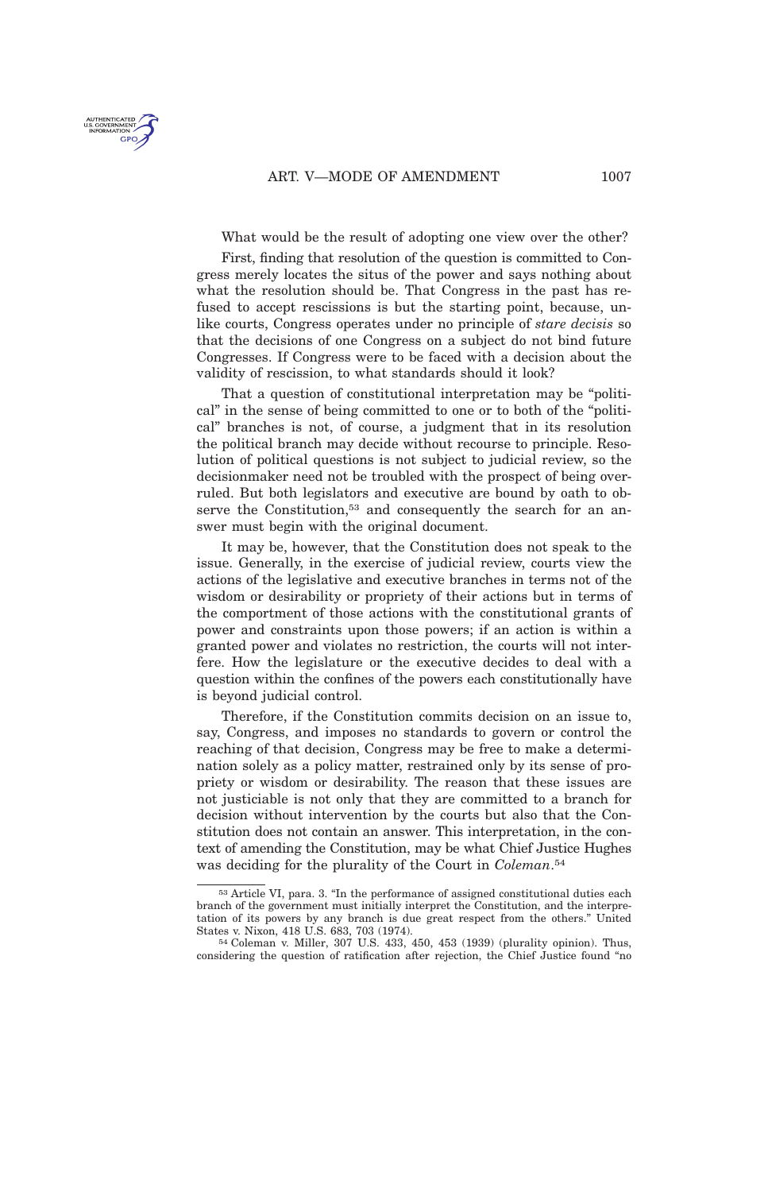What would be the result of adopting one view over the other?

First, finding that resolution of the question is committed to Congress merely locates the situs of the power and says nothing about what the resolution should be. That Congress in the past has refused to accept rescissions is but the starting point, because, unlike courts, Congress operates under no principle of *stare decisis* so that the decisions of one Congress on a subject do not bind future Congresses. If Congress were to be faced with a decision about the validity of rescission, to what standards should it look?

That a question of constitutional interpretation may be "political" in the sense of being committed to one or to both of the "political" branches is not, of course, a judgment that in its resolution the political branch may decide without recourse to principle. Resolution of political questions is not subject to judicial review, so the decisionmaker need not be troubled with the prospect of being overruled. But both legislators and executive are bound by oath to observe the Constitution,[53] and consequently the search for an answer must begin with the original document.

It may be, however, that the Constitution does not speak to the issue. Generally, in the exercise of judicial review, courts view the actions of the legislative and executive branches in terms not of the wisdom or desirability or propriety of their actions but in terms of the comportment of those actions with the constitutional grants of power and constraints upon those powers; if an action is within a granted power and violates no restriction, the courts will not interfere. How the legislature or the executive decides to deal with a question within the confines of the powers each constitutionally have is beyond judicial control.

Therefore, if the Constitution commits decision on an issue to, say, Congress, and imposes no standards to govern or control the reaching of that decision, Congress may be free to make a determination solely as a policy matter, restrained only by its sense of propriety or wisdom or desirability. The reason that these issues are not justiciable is not only that they are committed to a branch for decision without intervention by the courts but also that the Constitution does not contain an answer. This interpretation, in the context of amending the Constitution, may be what Chief Justice Hughes was deciding for the plurality of the Court in *Coleman*.[54]

---

[53] Article VI, para. 3. "In the performance of assigned constitutional duties each branch of the government must initially interpret the Constitution, and the interpretation of its powers by any branch is due great respect from the others." United States v. Nixon, 418 U.S. 683, 703 (1974).

[54] Coleman v. Miller, 307 U.S. 433, 450, 453 (1939) (plurality opinion). Thus, considering the question of ratification after rejection, the Chief Justice found "no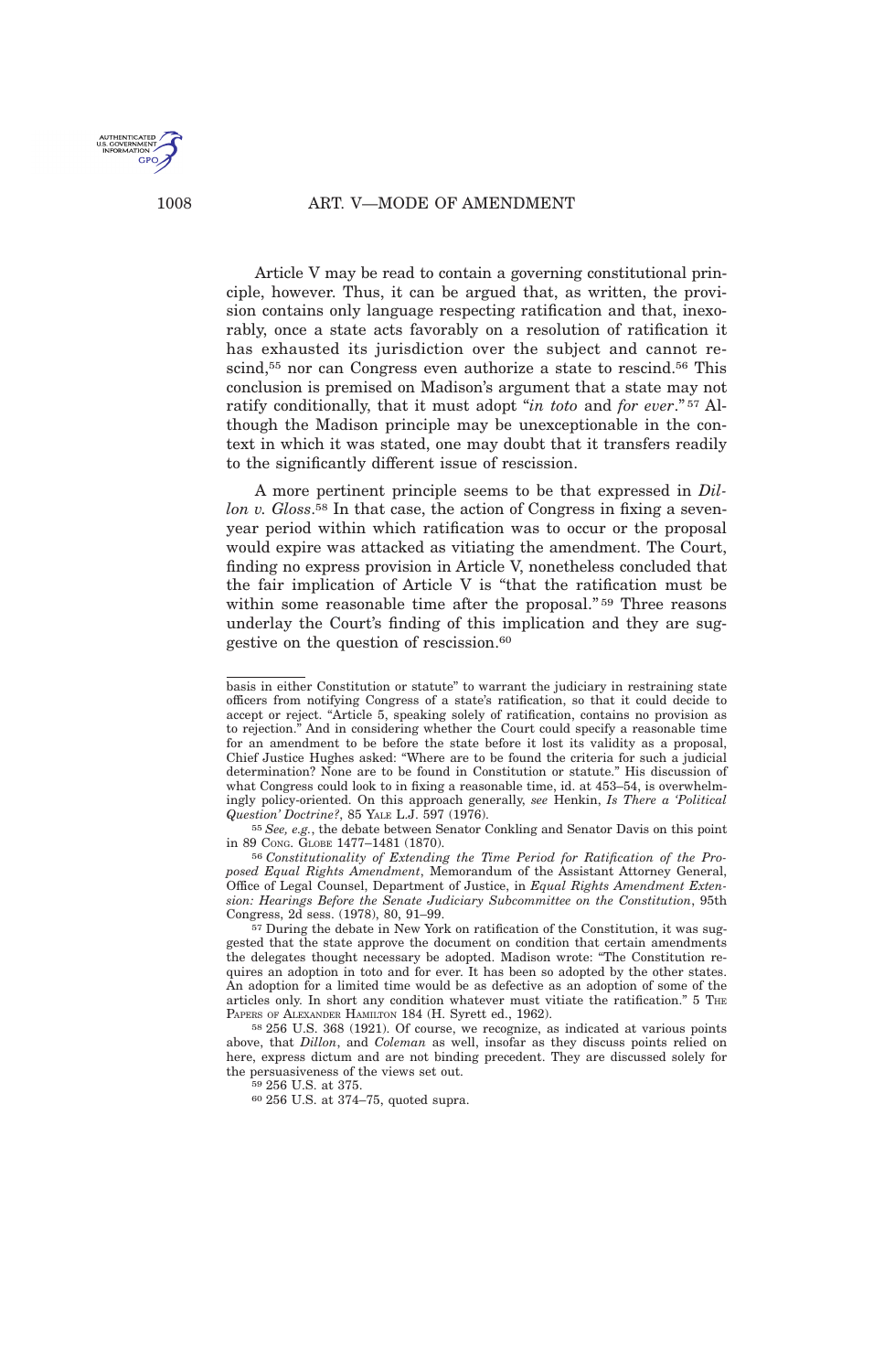Article V may be read to contain a governing constitutional principle, however. Thus, it can be argued that, as written, the provision contains only language respecting ratification and that, inexorably, once a state acts favorably on a resolution of ratification it has exhausted its jurisdiction over the subject and cannot rescind,[55] nor can Congress even authorize a state to rescind.[56] This conclusion is premised on Madison's argument that a state may not ratify conditionally, that it must adopt "*in toto* and *for ever*."[57] Although the Madison principle may be unexceptionable in the context in which it was stated, one may doubt that it transfers readily to the significantly different issue of rescission.

A more pertinent principle seems to be that expressed in *Dillon v. Gloss*.[58] In that case, the action of Congress in fixing a seven-year period within which ratification was to occur or the proposal would expire was attacked as vitiating the amendment. The Court, finding no express provision in Article V, nonetheless concluded that the fair implication of Article V is "that the ratification must be within some reasonable time after the proposal."[59] Three reasons underlay the Court's finding of this implication and they are suggestive on the question of rescission.[60]

---

basis in either Constitution or statute" to warrant the judiciary in restraining state officers from notifying Congress of a state's ratification, so that it could decide to accept or reject. "Article 5, speaking solely of ratification, contains no provision as to rejection." And in considering whether the Court could specify a reasonable time for an amendment to be before the state before it lost its validity as a proposal, Chief Justice Hughes asked: "Where are to be found the criteria for such a judicial determination? None are to be found in Constitution or statute." His discussion of what Congress could look to in fixing a reasonable time, id. at 453–54, is overwhelmingly policy-oriented. On this approach generally, *see* Henkin, *Is There a 'Political Question' Doctrine?*, 85 YALE L.J. 597 (1976).

[55] *See, e.g.*, the debate between Senator Conkling and Senator Davis on this point in 89 CONG. GLOBE 1477–1481 (1870).

[56] *Constitutionality of Extending the Time Period for Ratification of the Proposed Equal Rights Amendment*, Memorandum of the Assistant Attorney General, Office of Legal Counsel, Department of Justice, in *Equal Rights Amendment Extension: Hearings Before the Senate Judiciary Subcommittee on the Constitution*, 95th Congress, 2d sess. (1978), 80, 91–99.

[57] During the debate in New York on ratification of the Constitution, it was suggested that the state approve the document on condition that certain amendments the delegates thought necessary be adopted. Madison wrote: "The Constitution requires an adoption in toto and for ever. It has been so adopted by the other states. An adoption for a limited time would be as defective as an adoption of some of the articles only. In short any condition whatever must vitiate the ratification." 5 THE PAPERS OF ALEXANDER HAMILTON 184 (H. Syrett ed., 1962).

[58] 256 U.S. 368 (1921). Of course, we recognize, as indicated at various points above, that *Dillon*, and *Coleman* as well, insofar as they discuss points relied on here, express dictum and are not binding precedent. They are discussed solely for the persuasiveness of the views set out.

[59] 256 U.S. at 375.

[60] 256 U.S. at 374–75, quoted supra.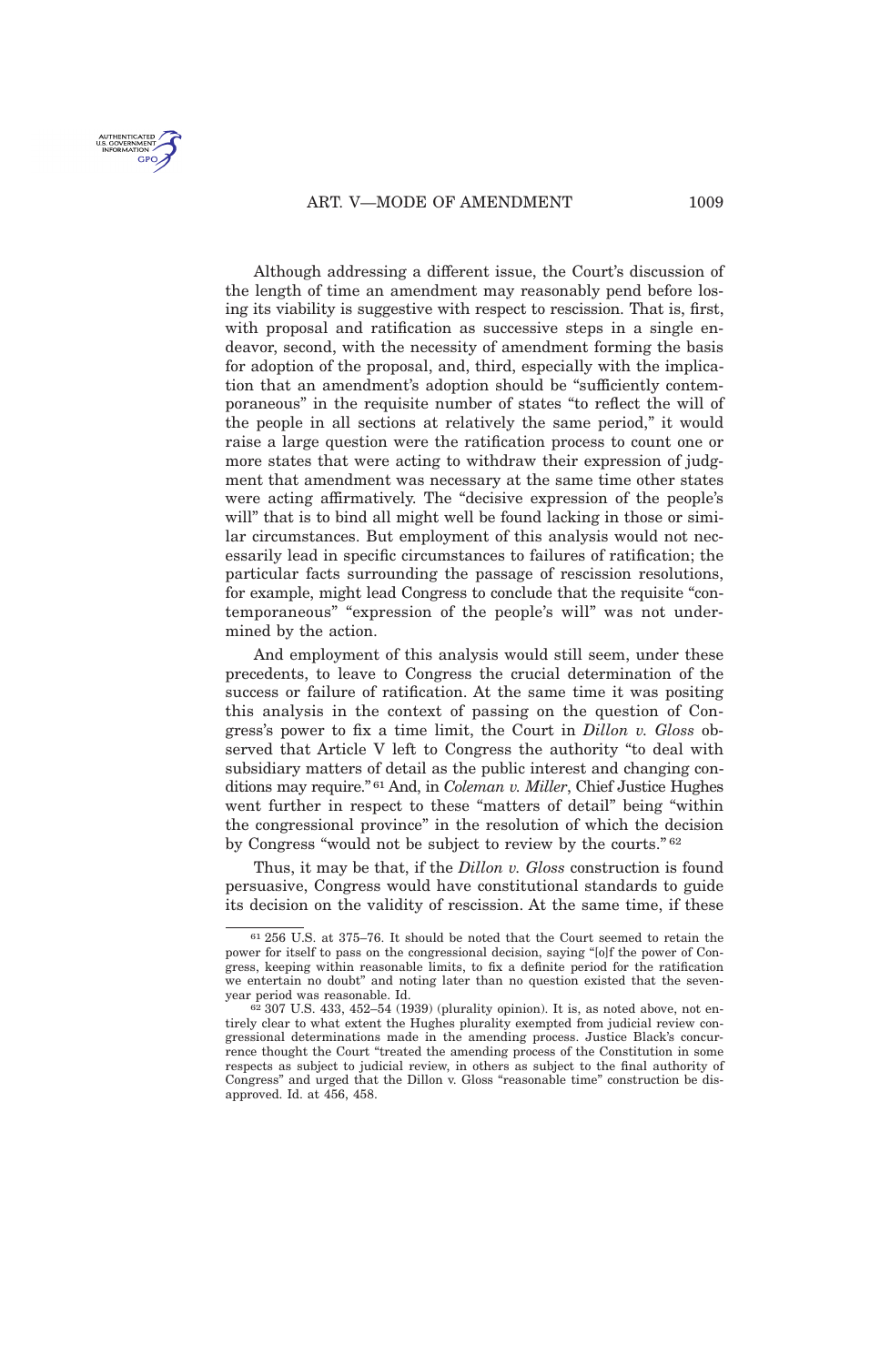Although addressing a different issue, the Court's discussion of the length of time an amendment may reasonably pend before losing its viability is suggestive with respect to rescission. That is, first, with proposal and ratification as successive steps in a single endeavor, second, with the necessity of amendment forming the basis for adoption of the proposal, and, third, especially with the implication that an amendment's adoption should be "sufficiently contemporaneous" in the requisite number of states "to reflect the will of the people in all sections at relatively the same period," it would raise a large question were the ratification process to count one or more states that were acting to withdraw their expression of judgment that amendment was necessary at the same time other states were acting affirmatively. The "decisive expression of the people's will" that is to bind all might well be found lacking in those or similar circumstances. But employment of this analysis would not necessarily lead in specific circumstances to failures of ratification; the particular facts surrounding the passage of rescission resolutions, for example, might lead Congress to conclude that the requisite "contemporaneous" "expression of the people's will" was not undermined by the action.

And employment of this analysis would still seem, under these precedents, to leave to Congress the crucial determination of the success or failure of ratification. At the same time it was positing this analysis in the context of passing on the question of Congress's power to fix a time limit, the Court in *Dillon v. Gloss* observed that Article V left to Congress the authority "to deal with subsidiary matters of detail as the public interest and changing conditions may require." [61] And, in *Coleman v. Miller*, Chief Justice Hughes went further in respect to these "matters of detail" being "within the congressional province" in the resolution of which the decision by Congress "would not be subject to review by the courts." [62]

Thus, it may be that, if the *Dillon v. Gloss* construction is found persuasive, Congress would have constitutional standards to guide its decision on the validity of rescission. At the same time, if these

---

[61] 256 U.S. at 375–76. It should be noted that the Court seemed to retain the power for itself to pass on the congressional decision, saying "[o]f the power of Congress, keeping within reasonable limits, to fix a definite period for the ratification we entertain no doubt" and noting later than no question existed that the seven-year period was reasonable. Id.

[62] 307 U.S. 433, 452–54 (1939) (plurality opinion). It is, as noted above, not entirely clear to what extent the Hughes plurality exempted from judicial review congressional determinations made in the amending process. Justice Black's concurrence thought the Court "treated the amending process of the Constitution in some respects as subject to judicial review, in others as subject to the final authority of Congress" and urged that the Dillon v. Gloss "reasonable time" construction be disapproved. Id. at 456, 458.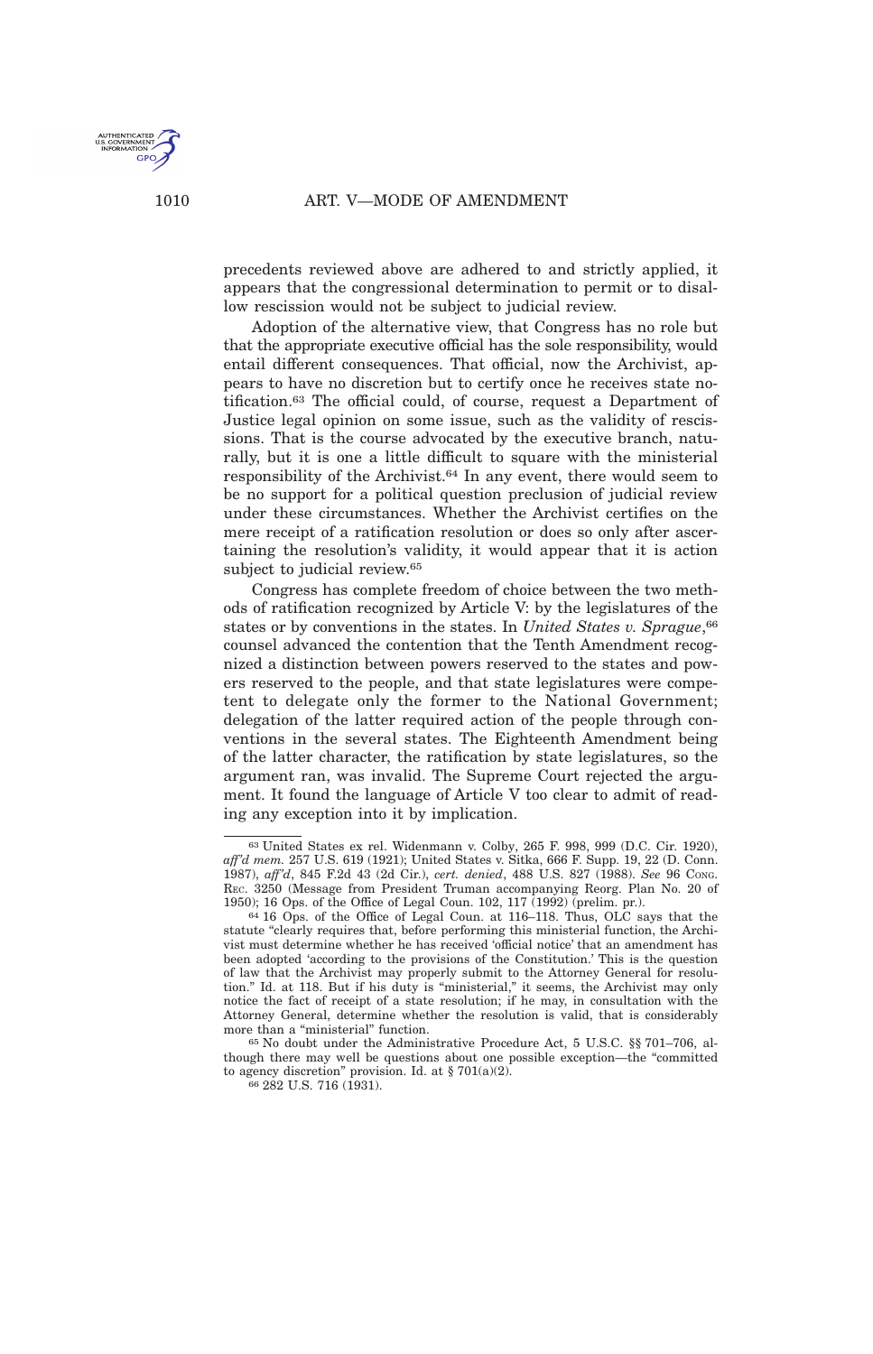precedents reviewed above are adhered to and strictly applied, it appears that the congressional determination to permit or to disallow rescission would not be subject to judicial review.

Adoption of the alternative view, that Congress has no role but that the appropriate executive official has the sole responsibility, would entail different consequences. That official, now the Archivist, appears to have no discretion but to certify once he receives state notification.[63] The official could, of course, request a Department of Justice legal opinion on some issue, such as the validity of rescissions. That is the course advocated by the executive branch, naturally, but it is one a little difficult to square with the ministerial responsibility of the Archivist.[64] In any event, there would seem to be no support for a political question preclusion of judicial review under these circumstances. Whether the Archivist certifies on the mere receipt of a ratification resolution or does so only after ascertaining the resolution's validity, it would appear that it is action subject to judicial review.[65]

Congress has complete freedom of choice between the two methods of ratification recognized by Article V: by the legislatures of the states or by conventions in the states. In *United States v. Sprague*,[66] counsel advanced the contention that the Tenth Amendment recognized a distinction between powers reserved to the states and powers reserved to the people, and that state legislatures were competent to delegate only the former to the National Government; delegation of the latter required action of the people through conventions in the several states. The Eighteenth Amendment being of the latter character, the ratification by state legislatures, so the argument ran, was invalid. The Supreme Court rejected the argument. It found the language of Article V too clear to admit of reading any exception into it by implication.

---

[63] United States ex rel. Widenmann v. Colby, 265 F. 998, 999 (D.C. Cir. 1920), *aff'd mem.* 257 U.S. 619 (1921); United States v. Sitka, 666 F. Supp. 19, 22 (D. Conn. 1987), *aff'd*, 845 F.2d 43 (2d Cir.), *cert. denied*, 488 U.S. 827 (1988). *See* 96 Cong. Rec. 3250 (Message from President Truman accompanying Reorg. Plan No. 20 of 1950); 16 Ops. of the Office of Legal Coun. 102, 117 (1992) (prelim. pr.).

[64] 16 Ops. of the Office of Legal Coun. at 116–118. Thus, OLC says that the statute "clearly requires that, before performing this ministerial function, the Archivist must determine whether he has received 'official notice' that an amendment has been adopted 'according to the provisions of the Constitution.' This is the question of law that the Archivist may properly submit to the Attorney General for resolution." Id. at 118. But if his duty is "ministerial," it seems, the Archivist may only notice the fact of receipt of a state resolution; if he may, in consultation with the Attorney General, determine whether the resolution is valid, that is considerably more than a "ministerial" function.

[65] No doubt under the Administrative Procedure Act, 5 U.S.C. §§ 701–706, although there may well be questions about one possible exception—the "committed to agency discretion" provision. Id. at § 701(a)(2).

[66] 282 U.S. 716 (1931).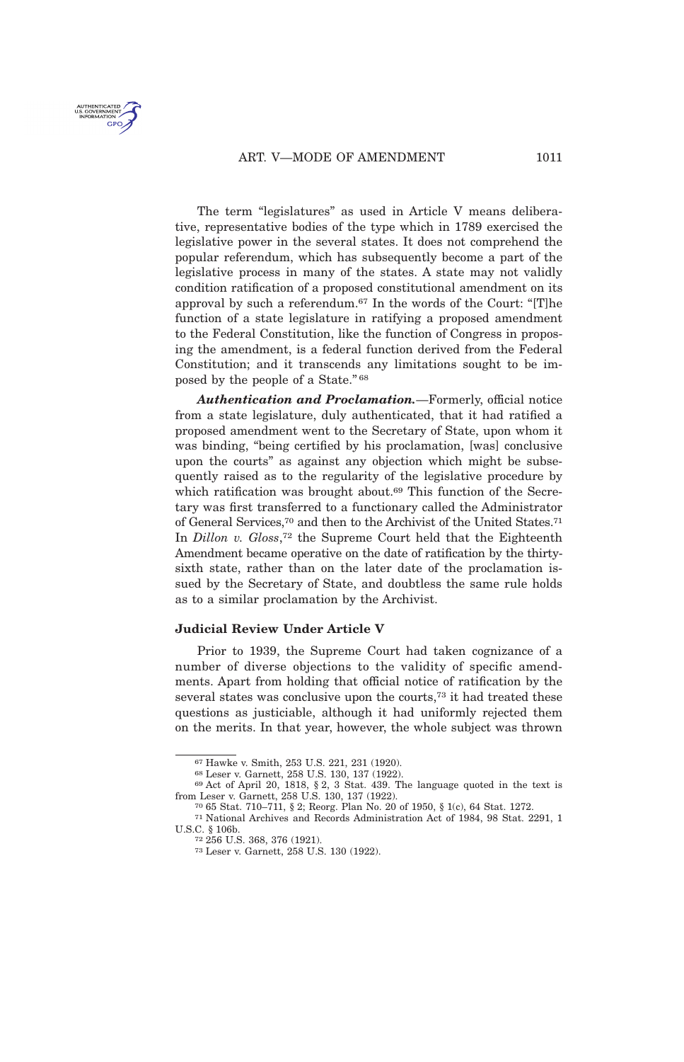The term "legislatures" as used in Article V means deliberative, representative bodies of the type which in 1789 exercised the legislative power in the several states. It does not comprehend the popular referendum, which has subsequently become a part of the legislative process in many of the states. A state may not validly condition ratification of a proposed constitutional amendment on its approval by such a referendum.[67] In the words of the Court: "[T]he function of a state legislature in ratifying a proposed amendment to the Federal Constitution, like the function of Congress in proposing the amendment, is a federal function derived from the Federal Constitution; and it transcends any limitations sought to be imposed by the people of a State."[68]

***Authentication and Proclamation.***—Formerly, official notice from a state legislature, duly authenticated, that it had ratified a proposed amendment went to the Secretary of State, upon whom it was binding, "being certified by his proclamation, [was] conclusive upon the courts" as against any objection which might be subsequently raised as to the regularity of the legislative procedure by which ratification was brought about.[69] This function of the Secretary was first transferred to a functionary called the Administrator of General Services,[70] and then to the Archivist of the United States.[71] In *Dillon v. Gloss*,[72] the Supreme Court held that the Eighteenth Amendment became operative on the date of ratification by the thirty-sixth state, rather than on the later date of the proclamation issued by the Secretary of State, and doubtless the same rule holds as to a similar proclamation by the Archivist.

## Judicial Review Under Article V

Prior to 1939, the Supreme Court had taken cognizance of a number of diverse objections to the validity of specific amendments. Apart from holding that official notice of ratification by the several states was conclusive upon the courts,[73] it had treated these questions as justiciable, although it had uniformly rejected them on the merits. In that year, however, the whole subject was thrown

---

[67] Hawke v. Smith, 253 U.S. 221, 231 (1920).

[68] Leser v. Garnett, 258 U.S. 130, 137 (1922).

[69] Act of April 20, 1818, § 2, 3 Stat. 439. The language quoted in the text is from Leser v. Garnett, 258 U.S. 130, 137 (1922).

[70] 65 Stat. 710–711, § 2; Reorg. Plan No. 20 of 1950, § 1(c), 64 Stat. 1272.

[71] National Archives and Records Administration Act of 1984, 98 Stat. 2291, 1 U.S.C. § 106b.

[72] 256 U.S. 368, 376 (1921).

[73] Leser v. Garnett, 258 U.S. 130 (1922).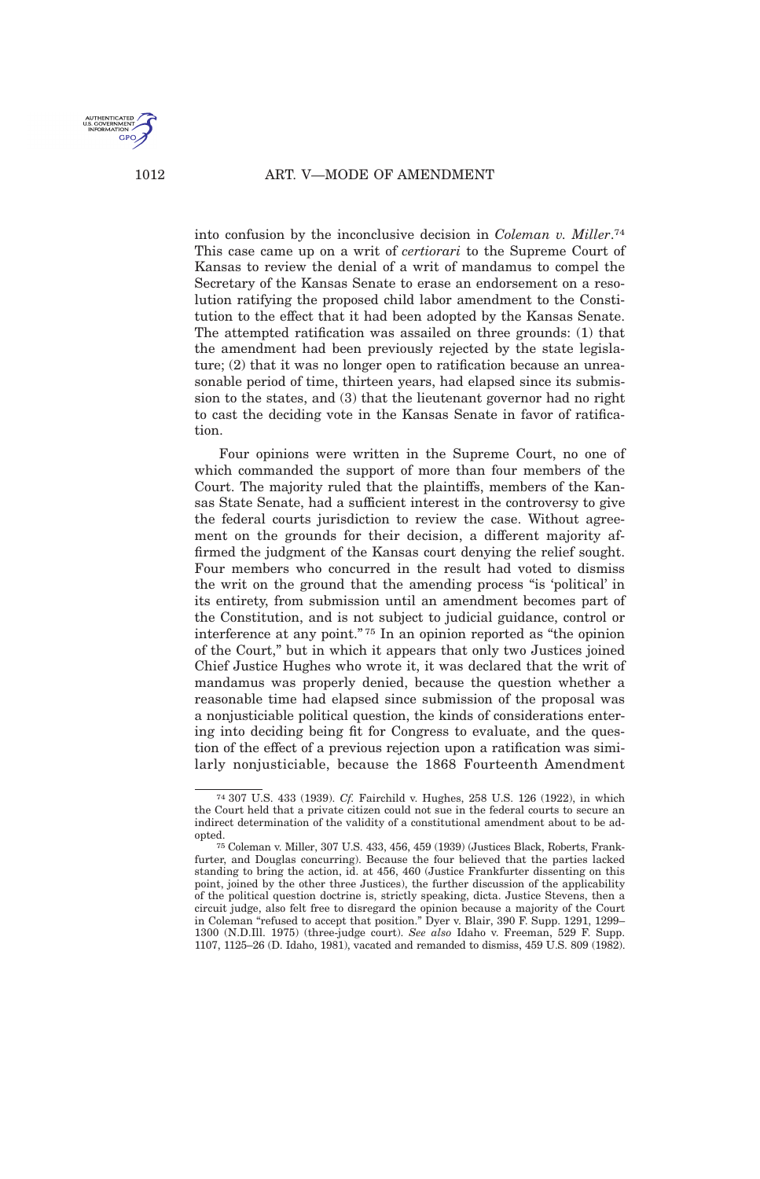into confusion by the inconclusive decision in *Coleman v. Miller*.[74] This case came up on a writ of *certiorari* to the Supreme Court of Kansas to review the denial of a writ of mandamus to compel the Secretary of the Kansas Senate to erase an endorsement on a resolution ratifying the proposed child labor amendment to the Constitution to the effect that it had been adopted by the Kansas Senate. The attempted ratification was assailed on three grounds: (1) that the amendment had been previously rejected by the state legislature; (2) that it was no longer open to ratification because an unreasonable period of time, thirteen years, had elapsed since its submission to the states, and (3) that the lieutenant governor had no right to cast the deciding vote in the Kansas Senate in favor of ratification.

Four opinions were written in the Supreme Court, no one of which commanded the support of more than four members of the Court. The majority ruled that the plaintiffs, members of the Kansas State Senate, had a sufficient interest in the controversy to give the federal courts jurisdiction to review the case. Without agreement on the grounds for their decision, a different majority affirmed the judgment of the Kansas court denying the relief sought. Four members who concurred in the result had voted to dismiss the writ on the ground that the amending process "is 'political' in its entirety, from submission until an amendment becomes part of the Constitution, and is not subject to judicial guidance, control or interference at any point."[75] In an opinion reported as "the opinion of the Court," but in which it appears that only two Justices joined Chief Justice Hughes who wrote it, it was declared that the writ of mandamus was properly denied, because the question whether a reasonable time had elapsed since submission of the proposal was a nonjusticiable political question, the kinds of considerations entering into deciding being fit for Congress to evaluate, and the question of the effect of a previous rejection upon a ratification was similarly nonjusticiable, because the 1868 Fourteenth Amendment

---

[74] 307 U.S. 433 (1939). *Cf.* Fairchild v. Hughes, 258 U.S. 126 (1922), in which the Court held that a private citizen could not sue in the federal courts to secure an indirect determination of the validity of a constitutional amendment about to be adopted.

[75] Coleman v. Miller, 307 U.S. 433, 456, 459 (1939) (Justices Black, Roberts, Frankfurter, and Douglas concurring). Because the four believed that the parties lacked standing to bring the action, id. at 456, 460 (Justice Frankfurter dissenting on this point, joined by the other three Justices), the further discussion of the applicability of the political question doctrine is, strictly speaking, dicta. Justice Stevens, then a circuit judge, also felt free to disregard the opinion because a majority of the Court in Coleman "refused to accept that position." Dyer v. Blair, 390 F. Supp. 1291, 1299–1300 (N.D.Ill. 1975) (three-judge court). *See also* Idaho v. Freeman, 529 F. Supp. 1107, 1125–26 (D. Idaho, 1981), vacated and remanded to dismiss, 459 U.S. 809 (1982).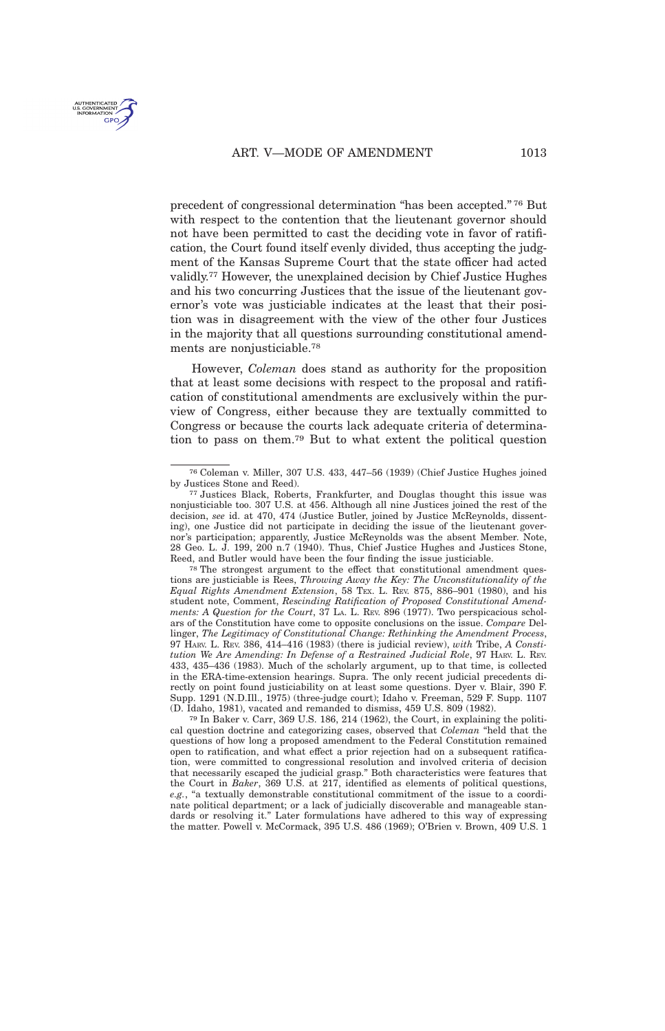precedent of congressional determination "has been accepted."[76] But with respect to the contention that the lieutenant governor should not have been permitted to cast the deciding vote in favor of ratification, the Court found itself evenly divided, thus accepting the judgment of the Kansas Supreme Court that the state officer had acted validly.[77] However, the unexplained decision by Chief Justice Hughes and his two concurring Justices that the issue of the lieutenant governor's vote was justiciable indicates at the least that their position was in disagreement with the view of the other four Justices in the majority that all questions surrounding constitutional amendments are nonjusticiable.[78]

However, *Coleman* does stand as authority for the proposition that at least some decisions with respect to the proposal and ratification of constitutional amendments are exclusively within the purview of Congress, either because they are textually committed to Congress or because the courts lack adequate criteria of determination to pass on them.[79] But to what extent the political question

---

[76] Coleman v. Miller, 307 U.S. 433, 447–56 (1939) (Chief Justice Hughes joined by Justices Stone and Reed).

[77] Justices Black, Roberts, Frankfurter, and Douglas thought this issue was nonjusticiable too. 307 U.S. at 456. Although all nine Justices joined the rest of the decision, *see* id. at 470, 474 (Justice Butler, joined by Justice McReynolds, dissenting), one Justice did not participate in deciding the issue of the lieutenant governor's participation; apparently, Justice McReynolds was the absent Member. Note, 28 Geo. L. J. 199, 200 n.7 (1940). Thus, Chief Justice Hughes and Justices Stone, Reed, and Butler would have been the four finding the issue justiciable.

[78] The strongest argument to the effect that constitutional amendment questions are justiciable is Rees, *Throwing Away the Key: The Unconstitutionality of the Equal Rights Amendment Extension*, 58 TEX. L. REV. 875, 886–901 (1980), and his student note, Comment, *Rescinding Ratification of Proposed Constitutional Amendments: A Question for the Court*, 37 LA. L. REV. 896 (1977). Two perspicacious scholars of the Constitution have come to opposite conclusions on the issue. *Compare* Dellinger, *The Legitimacy of Constitutional Change: Rethinking the Amendment Process*, 97 HARV. L. REV. 386, 414–416 (1983) (there is judicial review), *with* Tribe, *A Constitution We Are Amending: In Defense of a Restrained Judicial Role*, 97 HARV. L. REV. 433, 435–436 (1983). Much of the scholarly argument, up to that time, is collected in the ERA-time-extension hearings. Supra. The only recent judicial precedents directly on point found justiciability on at least some questions. Dyer v. Blair, 390 F. Supp. 1291 (N.D.Ill., 1975) (three-judge court); Idaho v. Freeman, 529 F. Supp. 1107 (D. Idaho, 1981), vacated and remanded to dismiss, 459 U.S. 809 (1982).

[79] In Baker v. Carr, 369 U.S. 186, 214 (1962), the Court, in explaining the political question doctrine and categorizing cases, observed that *Coleman* "held that the questions of how long a proposed amendment to the Federal Constitution remained open to ratification, and what effect a prior rejection had on a subsequent ratification, were committed to congressional resolution and involved criteria of decision that necessarily escaped the judicial grasp." Both characteristics were features that the Court in *Baker*, 369 U.S. at 217, identified as elements of political questions, *e.g.*, "a textually demonstrable constitutional commitment of the issue to a coordinate political department; or a lack of judicially discoverable and manageable standards or resolving it." Later formulations have adhered to this way of expressing the matter. Powell v. McCormack, 395 U.S. 486 (1969); O'Brien v. Brown, 409 U.S. 1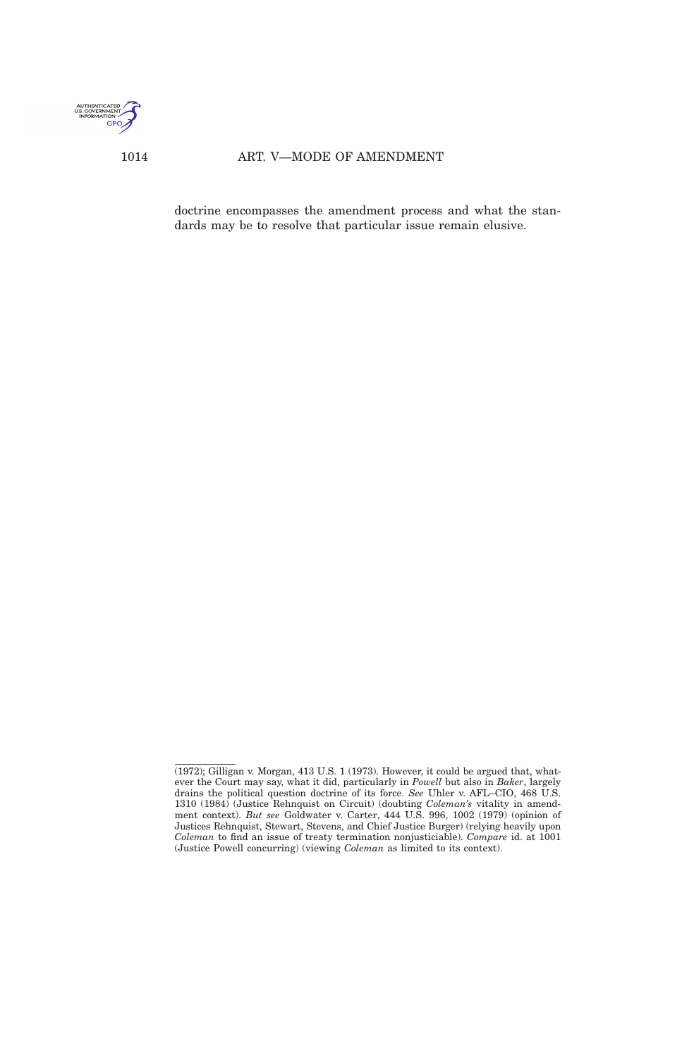doctrine encompasses the amendment process and what the standards may be to resolve that particular issue remain elusive.

---

(1972); Gilligan v. Morgan, 413 U.S. 1 (1973). However, it could be argued that, whatever the Court may say, what it did, particularly in *Powell* but also in *Baker*, largely drains the political question doctrine of its force. *See* Uhler v. AFL–CIO, 468 U.S. 1310 (1984) (Justice Rehnquist on Circuit) (doubting *Coleman's* vitality in amendment context). *But see* Goldwater v. Carter, 444 U.S. 996, 1002 (1979) (opinion of Justices Rehnquist, Stewart, Stevens, and Chief Justice Burger) (relying heavily upon *Coleman* to find an issue of treaty termination nonjusticiable). *Compare* id. at 1001 (Justice Powell concurring) (viewing *Coleman* as limited to its context).